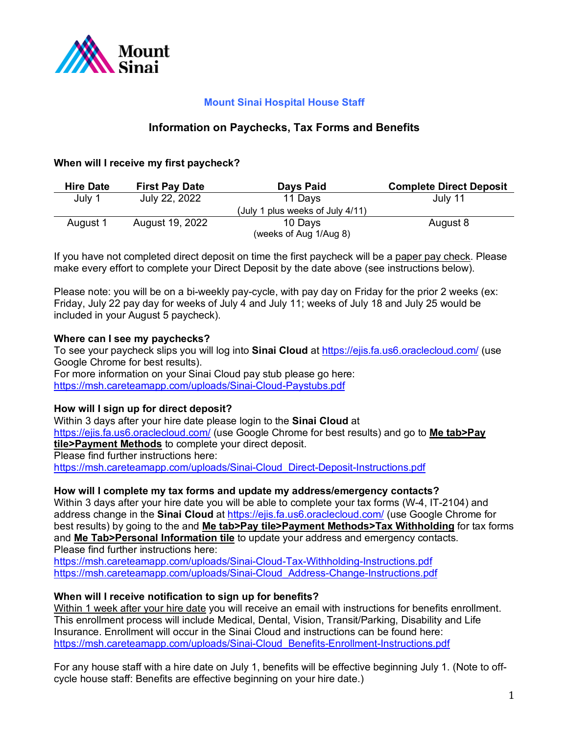## Mount Sinai Hospital House Staff

### Information on Paychecks, Tax Forms and Benefits

**When will I receive my first paycheck?**

| Hire Date | First Pay Date | Days Paid | Complete Direct Deposit |
|---|---|---|---|
| July 1 | July 22, 2022 | 11 Days (July 1 plus weeks of July 4/11) | July 11 |
| August 1 | August 19, 2022 | 10 Days (weeks of Aug 1/Aug 8) | August 8 |

If you have not completed direct deposit on time the first paycheck will be a paper pay check. Please make every effort to complete your Direct Deposit by the date above (see instructions below).

Please note: you will be on a bi-weekly pay-cycle, with pay day on Friday for the prior 2 weeks (ex: Friday, July 22 pay day for weeks of July 4 and July 11; weeks of July 18 and July 25 would be included in your August 5 paycheck).

**Where can I see my paychecks?**

To see your paycheck slips you will log into **Sinai Cloud** at https://ejis.fa.us6.oraclecloud.com/ (use Google Chrome for best results).
For more information on your Sinai Cloud pay stub please go here:
https://msh.careteamapp.com/uploads/Sinai-Cloud-Paystubs.pdf

**How will I sign up for direct deposit?**

Within 3 days after your hire date please login to the **Sinai Cloud** at https://ejis.fa.us6.oraclecloud.com/ (use Google Chrome for best results) and go to **Me tab>Pay tile>Payment Methods** to complete your direct deposit.
Please find further instructions here:
https://msh.careteamapp.com/uploads/Sinai-Cloud_Direct-Deposit-Instructions.pdf

**How will I complete my tax forms and update my address/emergency contacts?**

Within 3 days after your hire date you will be able to complete your tax forms (W-4, IT-2104) and address change in the **Sinai Cloud** at https://ejis.fa.us6.oraclecloud.com/ (use Google Chrome for best results) by going to the and **Me tab>Pay tile>Payment Methods>Tax Withholding** for tax forms and **Me Tab>Personal Information tile** to update your address and emergency contacts.
Please find further instructions here:
https://msh.careteamapp.com/uploads/Sinai-Cloud-Tax-Withholding-Instructions.pdf
https://msh.careteamapp.com/uploads/Sinai-Cloud_Address-Change-Instructions.pdf

**When will I receive notification to sign up for benefits?**

Within 1 week after your hire date you will receive an email with instructions for benefits enrollment. This enrollment process will include Medical, Dental, Vision, Transit/Parking, Disability and Life Insurance. Enrollment will occur in the Sinai Cloud and instructions can be found here:
https://msh.careteamapp.com/uploads/Sinai-Cloud_Benefits-Enrollment-Instructions.pdf

For any house staff with a hire date on July 1, benefits will be effective beginning July 1. (Note to off-cycle house staff: Benefits are effective beginning on your hire date.)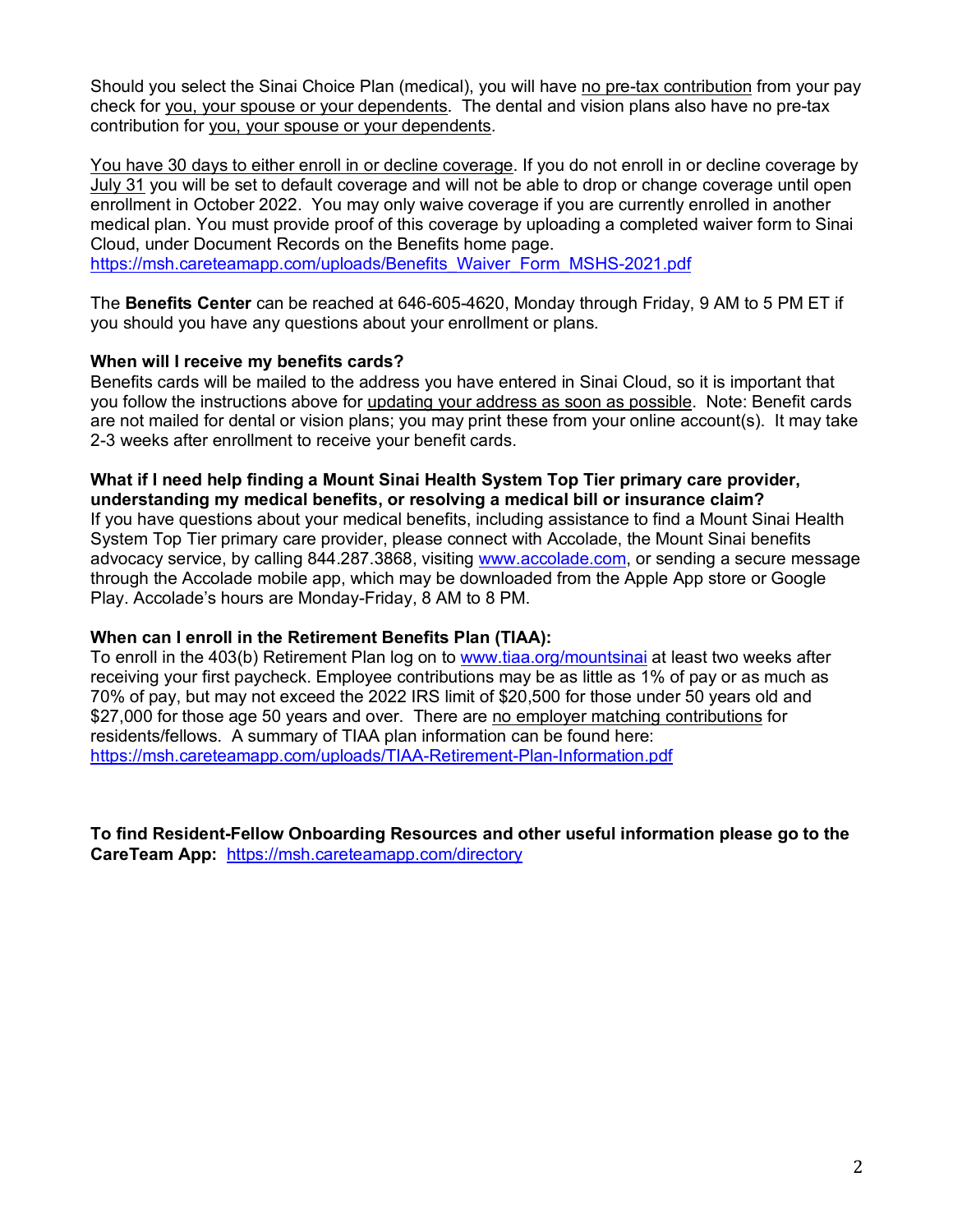Should you select the Sinai Choice Plan (medical), you will have no pre-tax contribution from your pay check for you, your spouse or your dependents. The dental and vision plans also have no pre-tax contribution for you, your spouse or your dependents.

You have 30 days to either enroll in or decline coverage. If you do not enroll in or decline coverage by July 31 you will be set to default coverage and will not be able to drop or change coverage until open enrollment in October 2022. You may only waive coverage if you are currently enrolled in another medical plan. You must provide proof of this coverage by uploading a completed waiver form to Sinai Cloud, under Document Records on the Benefits home page.
https://msh.careteamapp.com/uploads/Benefits_Waiver_Form_MSHS-2021.pdf

The **Benefits Center** can be reached at 646-605-4620, Monday through Friday, 9 AM to 5 PM ET if you should you have any questions about your enrollment or plans.

**When will I receive my benefits cards?**

Benefits cards will be mailed to the address you have entered in Sinai Cloud, so it is important that you follow the instructions above for updating your address as soon as possible. Note: Benefit cards are not mailed for dental or vision plans; you may print these from your online account(s). It may take 2-3 weeks after enrollment to receive your benefit cards.

**What if I need help finding a Mount Sinai Health System Top Tier primary care provider, understanding my medical benefits, or resolving a medical bill or insurance claim?**

If you have questions about your medical benefits, including assistance to find a Mount Sinai Health System Top Tier primary care provider, please connect with Accolade, the Mount Sinai benefits advocacy service, by calling 844.287.3868, visiting www.accolade.com, or sending a secure message through the Accolade mobile app, which may be downloaded from the Apple App store or Google Play. Accolade's hours are Monday-Friday, 8 AM to 8 PM.

**When can I enroll in the Retirement Benefits Plan (TIAA):**

To enroll in the 403(b) Retirement Plan log on to www.tiaa.org/mountsinai at least two weeks after receiving your first paycheck. Employee contributions may be as little as 1% of pay or as much as 70% of pay, but may not exceed the 2022 IRS limit of $20,500 for those under 50 years old and $27,000 for those age 50 years and over. There are no employer matching contributions for residents/fellows. A summary of TIAA plan information can be found here:
https://msh.careteamapp.com/uploads/TIAA-Retirement-Plan-Information.pdf

**To find Resident-Fellow Onboarding Resources and other useful information please go to the CareTeam App:** https://msh.careteamapp.com/directory